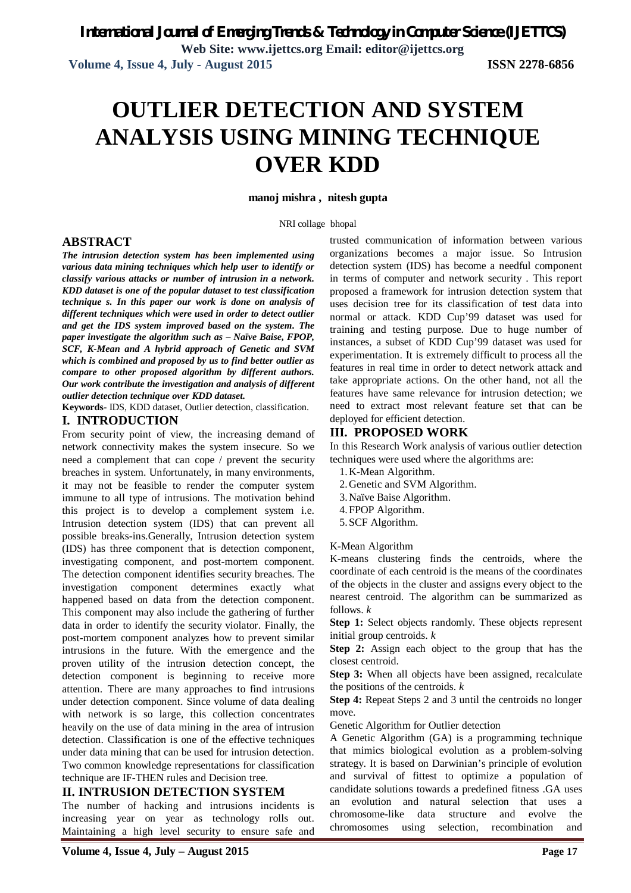# OUTLIER DETECTION AND SYSTEM ANALYSIS USING MINING TECHNIQUE OVER KDD

**manoj mishra , nitesh gupta**

NRI collage bhopal

## ABSTRACT

***The intrusion detection system has been implemented using various data mining techniques which help user to identify or classify various attacks or number of intrusion in a network. KDD dataset is one of the popular dataset to test classification technique s. In this paper our work is done on analysis of different techniques which were used in order to detect outlier and get the IDS system improved based on the system. The paper investigate the algorithm such as – Naïve Baise, FPOP, SCF, K-Mean and A hybrid approach of Genetic and SVM which is combined and proposed by us to find better outlier as compare to other proposed algorithm by different authors. Our work contribute the investigation and analysis of different outlier detection technique over KDD dataset.***

**Keywords-** IDS, KDD dataset, Outlier detection, classification.

## I. INTRODUCTION

From security point of view, the increasing demand of network connectivity makes the system insecure. So we need a complement that can cope / prevent the security breaches in system. Unfortunately, in many environments, it may not be feasible to render the computer system immune to all type of intrusions. The motivation behind this project is to develop a complement system i.e. Intrusion detection system (IDS) that can prevent all possible breaks-ins.Generally, Intrusion detection system (IDS) has three component that is detection component, investigating component, and post-mortem component. The detection component identifies security breaches. The investigation component determines exactly what happened based on data from the detection component. This component may also include the gathering of further data in order to identify the security violator. Finally, the post-mortem component analyzes how to prevent similar intrusions in the future. With the emergence and the proven utility of the intrusion detection concept, the detection component is beginning to receive more attention. There are many approaches to find intrusions under detection component. Since volume of data dealing with network is so large, this collection concentrates heavily on the use of data mining in the area of intrusion detection. Classification is one of the effective techniques under data mining that can be used for intrusion detection. Two common knowledge representations for classification technique are IF-THEN rules and Decision tree.

## II. INTRUSION DETECTION SYSTEM

The number of hacking and intrusions incidents is increasing year on year as technology rolls out. Maintaining a high level security to ensure safe and trusted communication of information between various organizations becomes a major issue. So Intrusion detection system (IDS) has become a needful component in terms of computer and network security . This report proposed a framework for intrusion detection system that uses decision tree for its classification of test data into normal or attack. KDD Cup'99 dataset was used for training and testing purpose. Due to huge number of instances, a subset of KDD Cup'99 dataset was used for experimentation. It is extremely difficult to process all the features in real time in order to detect network attack and take appropriate actions. On the other hand, not all the features have same relevance for intrusion detection; we need to extract most relevant feature set that can be deployed for efficient detection.

## III. PROPOSED WORK

In this Research Work analysis of various outlier detection techniques were used where the algorithms are:

1. K-Mean Algorithm.
2. Genetic and SVM Algorithm.
3. Naïve Baise Algorithm.
4. FPOP Algorithm.
5. SCF Algorithm.

K-Mean Algorithm

K-means clustering finds the centroids, where the coordinate of each centroid is the means of the coordinates of the objects in the cluster and assigns every object to the nearest centroid. The algorithm can be summarized as follows. *k*

**Step 1:** Select objects randomly. These objects represent initial group centroids. *k*

**Step 2:** Assign each object to the group that has the closest centroid.

**Step 3:** When all objects have been assigned, recalculate the positions of the centroids. *k*

**Step 4:** Repeat Steps 2 and 3 until the centroids no longer move.

Genetic Algorithm for Outlier detection

A Genetic Algorithm (GA) is a programming technique that mimics biological evolution as a problem-solving strategy. It is based on Darwinian's principle of evolution and survival of fittest to optimize a population of candidate solutions towards a predefined fitness .GA uses an evolution and natural selection that uses a chromosome-like data structure and evolve the chromosomes using selection, recombination and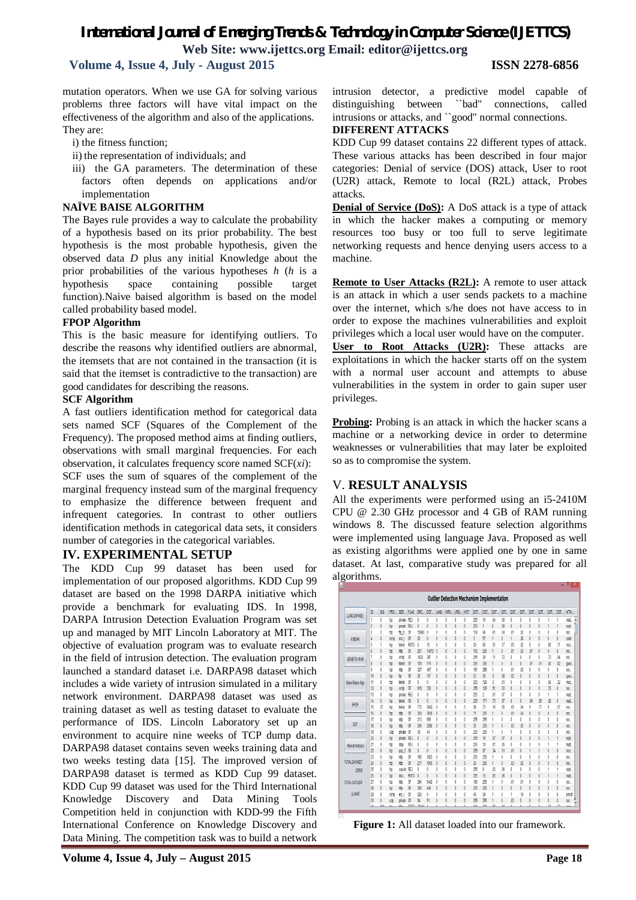mutation operators. When we use GA for solving various problems three factors will have vital impact on the effectiveness of the algorithm and also of the applications. They are:

i) the fitness function;

ii) the representation of individuals; and

iii) the GA parameters. The determination of these factors often depends on applications and/or implementation

### NAÏVE BAISE ALGORITHM

The Bayes rule provides a way to calculate the probability of a hypothesis based on its prior probability. The best hypothesis is the most probable hypothesis, given the observed data *D* plus any initial Knowledge about the prior probabilities of the various hypotheses *h* (*h* is a hypothesis space containing possible target function).Naive baised algorithm is based on the model called probability based model.

### FPOP Algorithm

This is the basic measure for identifying outliers. To describe the reasons why identified outliers are abnormal, the itemsets that are not contained in the transaction (it is said that the itemset is contradictive to the transaction) are good candidates for describing the reasons.

### SCF Algorithm

A fast outliers identification method for categorical data sets named SCF (Squares of the Complement of the Frequency). The proposed method aims at finding outliers, observations with small marginal frequencies. For each observation, it calculates frequency score named SCF($x_i$):

SCF uses the sum of squares of the complement of the marginal frequency instead sum of the marginal frequency to emphasize the difference between frequent and infrequent categories. In contrast to other outliers identification methods in categorical data sets, it considers number of categories in the categorical variables.

## IV. EXPERIMENTAL SETUP

The KDD Cup 99 dataset has been used for implementation of our proposed algorithms. KDD Cup 99 dataset are based on the 1998 DARPA initiative which provide a benchmark for evaluating IDS. In 1998, DARPA Intrusion Detection Evaluation Program was set up and managed by MIT Lincoln Laboratory at MIT. The objective of evaluation program was to evaluate research in the field of intrusion detection. The evaluation program launched a standard dataset i.e. DARPA98 dataset which includes a wide variety of intrusion simulated in a military network environment. DARPA98 dataset was used as training dataset as well as testing dataset to evaluate the performance of IDS. Lincoln Laboratory set up an environment to acquire nine weeks of TCP dump data. DARPA98 dataset contains seven weeks training data and two weeks testing data [15]. The improved version of DARPA98 dataset is termed as KDD Cup 99 dataset. KDD Cup 99 dataset was used for the Third International Knowledge Discovery and Data Mining Tools Competition held in conjunction with KDD-99 the Fifth International Conference on Knowledge Discovery and Data Mining. The competition task was to build a network intrusion detector, a predictive model capable of distinguishing between ``bad'' connections, called intrusions or attacks, and ``good'' normal connections.

### DIFFERENT ATTACKS

KDD Cup 99 dataset contains 22 different types of attack. These various attacks has been described in four major categories: Denial of service (DOS) attack, User to root (U2R) attack, Remote to local (R2L) attack, Probes attacks.

**Denial of Service (DoS):** A DoS attack is a type of attack in which the hacker makes a computing or memory resources too busy or too full to serve legitimate networking requests and hence denying users access to a machine.

**Remote to User Attacks (R2L):** A remote to user attack is an attack in which a user sends packets to a machine over the internet, which s/he does not have access to in order to expose the machines vulnerabilities and exploit privileges which a local user would have on the computer.

**User to Root Attacks (U2R):** These attacks are exploitations in which the hacker starts off on the system with a normal user account and attempts to abuse vulnerabilities in the system in order to gain super user privileges.

**Probing:** Probing is an attack in which the hacker scans a machine or a networking device in order to determine weaknesses or vulnerabilities that may later be exploited so as to compromise the system.

## V. RESULT ANALYSIS

All the experiments were performed using an i5-2410M CPU @ 2.30 GHz processor and 4 GB of RAM running windows 8. The discussed feature selection algorithms were implemented using language Java. Proposed as well as existing algorithms were applied one by one in same dataset. At last, comparative study was prepared for all algorithms.

**Figure 1:** All dataset loaded into our framework.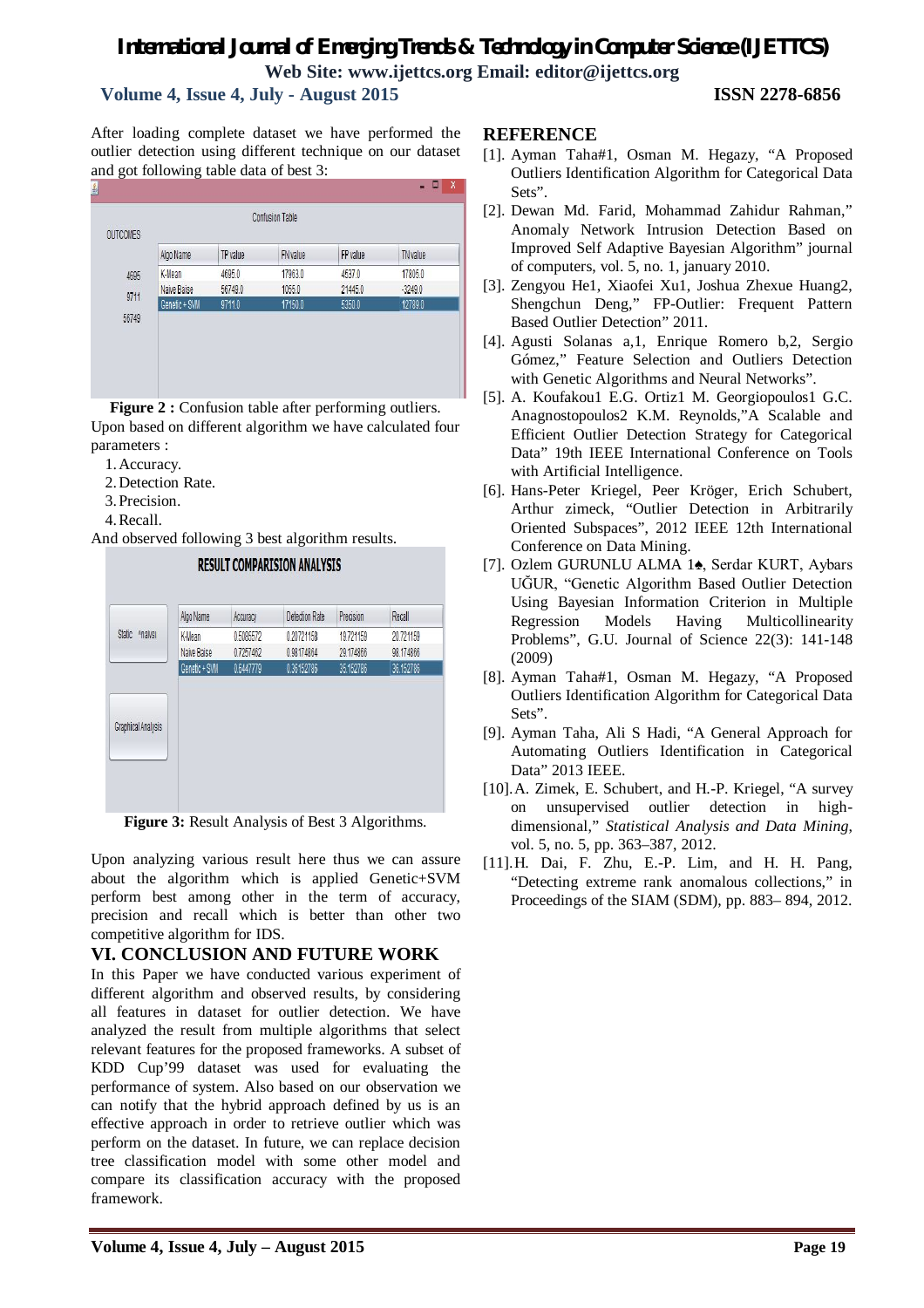After loading complete dataset we have performed the outlier detection using different technique on our dataset and got following table data of best 3:

Confusion Table

OUTCOMES

4695

9711

56749

| Algo Name | TP value | FN value | FP value | TN value |
|---|---|---|---|---|
| K-Mean | 4695.0 | 17963.0 | 4537.0 | 17805.0 |
| Naive Baise | 56749.0 | 1065.0 | 21445.0 | -3249.0 |
| Genetic + SVM | 9711.0 | 17150.0 | 5350.0 | 12789.0 |

**Figure 2 :** Confusion table after performing outliers.

Upon based on different algorithm we have calculated four parameters :

1. Accuracy.
2. Detection Rate.
3. Precision.
4. Recall.

And observed following 3 best algorithm results.

RESULT COMPARISION ANALYSIS

Static Analysis

Graphical Analysis

| Algo Name | Accuracy | Detection Rate | Precision | Recall |
|---|---|---|---|---|
| K-Mean | 0.5085572 | 0.20721158 | 19.721159 | 20.721159 |
| Naive Baise | 0.7257462 | 0.98174864 | 29.174866 | 98.174866 |
| Genetic + SVM | 0.6447779 | 0.36152786 | 35.152786 | 36.152786 |

**Figure 3:** Result Analysis of Best 3 Algorithms.

Upon analyzing various result here thus we can assure about the algorithm which is applied Genetic+SVM perform best among other in the term of accuracy, precision and recall which is better than other two competitive algorithm for IDS.

## VI. CONCLUSION AND FUTURE WORK

In this Paper we have conducted various experiment of different algorithm and observed results, by considering all features in dataset for outlier detection. We have analyzed the result from multiple algorithms that select relevant features for the proposed frameworks. A subset of KDD Cup'99 dataset was used for evaluating the performance of system. Also based on our observation we can notify that the hybrid approach defined by us is an effective approach in order to retrieve outlier which was perform on the dataset. In future, we can replace decision tree classification model with some other model and compare its classification accuracy with the proposed framework.

## REFERENCE

[1]. Ayman Taha#1, Osman M. Hegazy, "A Proposed Outliers Identification Algorithm for Categorical Data Sets".

[2]. Dewan Md. Farid, Mohammad Zahidur Rahman," Anomaly Network Intrusion Detection Based on Improved Self Adaptive Bayesian Algorithm" journal of computers, vol. 5, no. 1, january 2010.

[3]. Zengyou He1, Xiaofei Xu1, Joshua Zhexue Huang2, Shengchun Deng," FP-Outlier: Frequent Pattern Based Outlier Detection" 2011.

[4]. Agusti Solanas a,1, Enrique Romero b,2, Sergio Gómez," Feature Selection and Outliers Detection with Genetic Algorithms and Neural Networks".

[5]. A. Koufakou1 E.G. Ortiz1 M. Georgiopoulos1 G.C. Anagnostopoulos2 K.M. Reynolds,"A Scalable and Efficient Outlier Detection Strategy for Categorical Data" 19th IEEE International Conference on Tools with Artificial Intelligence.

[6]. Hans-Peter Kriegel, Peer Kröger, Erich Schubert, Arthur zimeck, "Outlier Detection in Arbitrarily Oriented Subspaces", 2012 IEEE 12th International Conference on Data Mining.

[7]. Ozlem GURUNLU ALMA 1♠, Serdar KURT, Aybars UĞUR, "Genetic Algorithm Based Outlier Detection Using Bayesian Information Criterion in Multiple Regression Models Having Multicollinearity Problems", G.U. Journal of Science 22(3): 141-148 (2009)

[8]. Ayman Taha#1, Osman M. Hegazy, "A Proposed Outliers Identification Algorithm for Categorical Data Sets".

[9]. Ayman Taha, Ali S Hadi, "A General Approach for Automating Outliers Identification in Categorical Data" 2013 IEEE.

[10]. A. Zimek, E. Schubert, and H.-P. Kriegel, "A survey on unsupervised outlier detection in high-dimensional," *Statistical Analysis and Data Mining*, vol. 5, no. 5, pp. 363–387, 2012.

[11]. H. Dai, F. Zhu, E.-P. Lim, and H. H. Pang, "Detecting extreme rank anomalous collections," in Proceedings of the SIAM (SDM), pp. 883– 894, 2012.